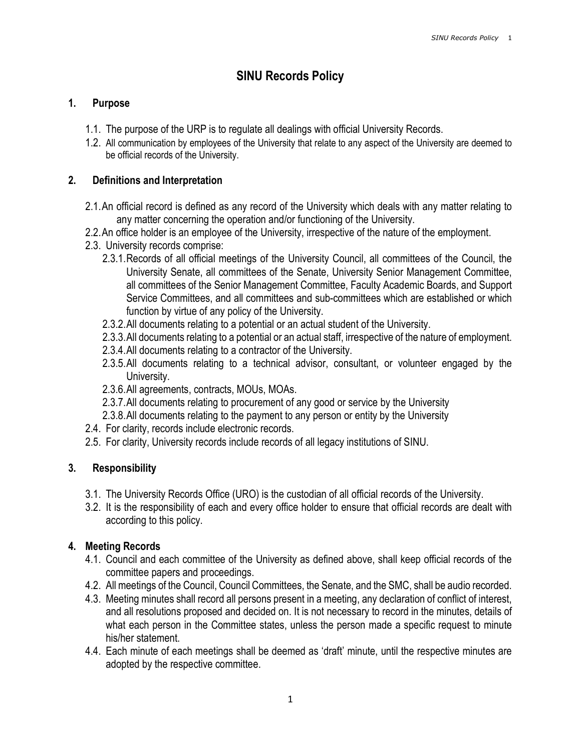# SINU Records Policy

## 1. Purpose

1.1. The purpose of the URP is to regulate all dealings with official University Records.

1.2. All communication by employees of the University that relate to any aspect of the University are deemed to be official records of the University.

## 2. Definitions and Interpretation

2.1. An official record is defined as any record of the University which deals with any matter relating to any matter concerning the operation and/or functioning of the University.

2.2. An office holder is an employee of the University, irrespective of the nature of the employment.

2.3. University records comprise:

2.3.1. Records of all official meetings of the University Council, all committees of the Council, the University Senate, all committees of the Senate, University Senior Management Committee, all committees of the Senior Management Committee, Faculty Academic Boards, and Support Service Committees, and all committees and sub-committees which are established or which function by virtue of any policy of the University.

2.3.2. All documents relating to a potential or an actual student of the University.

2.3.3. All documents relating to a potential or an actual staff, irrespective of the nature of employment.

2.3.4. All documents relating to a contractor of the University.

2.3.5. All documents relating to a technical advisor, consultant, or volunteer engaged by the University.

2.3.6. All agreements, contracts, MOUs, MOAs.

2.3.7. All documents relating to procurement of any good or service by the University

2.3.8. All documents relating to the payment to any person or entity by the University

2.4. For clarity, records include electronic records.

2.5. For clarity, University records include records of all legacy institutions of SINU.

## 3. Responsibility

3.1. The University Records Office (URO) is the custodian of all official records of the University.

3.2. It is the responsibility of each and every office holder to ensure that official records are dealt with according to this policy.

## 4. Meeting Records

4.1. Council and each committee of the University as defined above, shall keep official records of the committee papers and proceedings.

4.2. All meetings of the Council, Council Committees, the Senate, and the SMC, shall be audio recorded.

4.3. Meeting minutes shall record all persons present in a meeting, any declaration of conflict of interest, and all resolutions proposed and decided on. It is not necessary to record in the minutes, details of what each person in the Committee states, unless the person made a specific request to minute his/her statement.

4.4. Each minute of each meetings shall be deemed as 'draft' minute, until the respective minutes are adopted by the respective committee.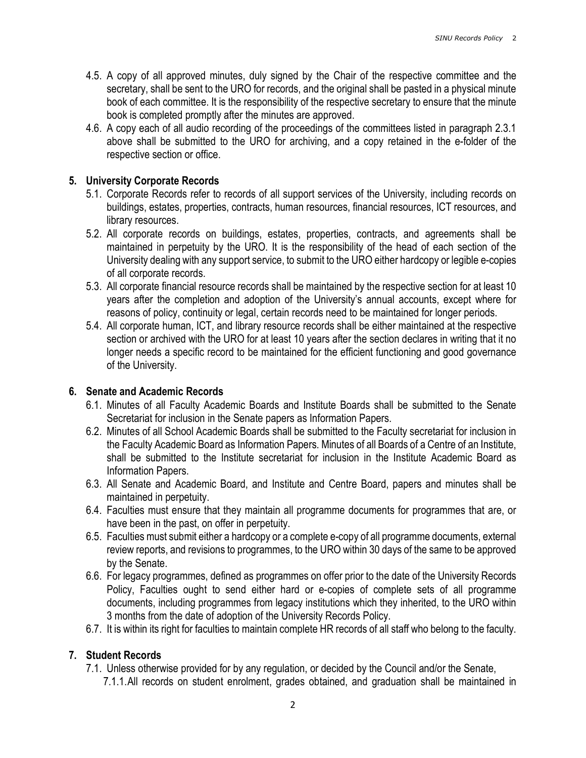4.5. A copy of all approved minutes, duly signed by the Chair of the respective committee and the secretary, shall be sent to the URO for records, and the original shall be pasted in a physical minute book of each committee. It is the responsibility of the respective secretary to ensure that the minute book is completed promptly after the minutes are approved.

4.6. A copy each of all audio recording of the proceedings of the committees listed in paragraph 2.3.1 above shall be submitted to the URO for archiving, and a copy retained in the e-folder of the respective section or office.

## 5. University Corporate Records

5.1. Corporate Records refer to records of all support services of the University, including records on buildings, estates, properties, contracts, human resources, financial resources, ICT resources, and library resources.

5.2. All corporate records on buildings, estates, properties, contracts, and agreements shall be maintained in perpetuity by the URO. It is the responsibility of the head of each section of the University dealing with any support service, to submit to the URO either hardcopy or legible e-copies of all corporate records.

5.3. All corporate financial resource records shall be maintained by the respective section for at least 10 years after the completion and adoption of the University's annual accounts, except where for reasons of policy, continuity or legal, certain records need to be maintained for longer periods.

5.4. All corporate human, ICT, and library resource records shall be either maintained at the respective section or archived with the URO for at least 10 years after the section declares in writing that it no longer needs a specific record to be maintained for the efficient functioning and good governance of the University.

## 6. Senate and Academic Records

6.1. Minutes of all Faculty Academic Boards and Institute Boards shall be submitted to the Senate Secretariat for inclusion in the Senate papers as Information Papers.

6.2. Minutes of all School Academic Boards shall be submitted to the Faculty secretariat for inclusion in the Faculty Academic Board as Information Papers. Minutes of all Boards of a Centre of an Institute, shall be submitted to the Institute secretariat for inclusion in the Institute Academic Board as Information Papers.

6.3. All Senate and Academic Board, and Institute and Centre Board, papers and minutes shall be maintained in perpetuity.

6.4. Faculties must ensure that they maintain all programme documents for programmes that are, or have been in the past, on offer in perpetuity.

6.5. Faculties must submit either a hardcopy or a complete e-copy of all programme documents, external review reports, and revisions to programmes, to the URO within 30 days of the same to be approved by the Senate.

6.6. For legacy programmes, defined as programmes on offer prior to the date of the University Records Policy, Faculties ought to send either hard or e-copies of complete sets of all programme documents, including programmes from legacy institutions which they inherited, to the URO within 3 months from the date of adoption of the University Records Policy.

6.7. It is within its right for faculties to maintain complete HR records of all staff who belong to the faculty.

## 7. Student Records

7.1. Unless otherwise provided for by any regulation, or decided by the Council and/or the Senate,

7.1.1. All records on student enrolment, grades obtained, and graduation shall be maintained in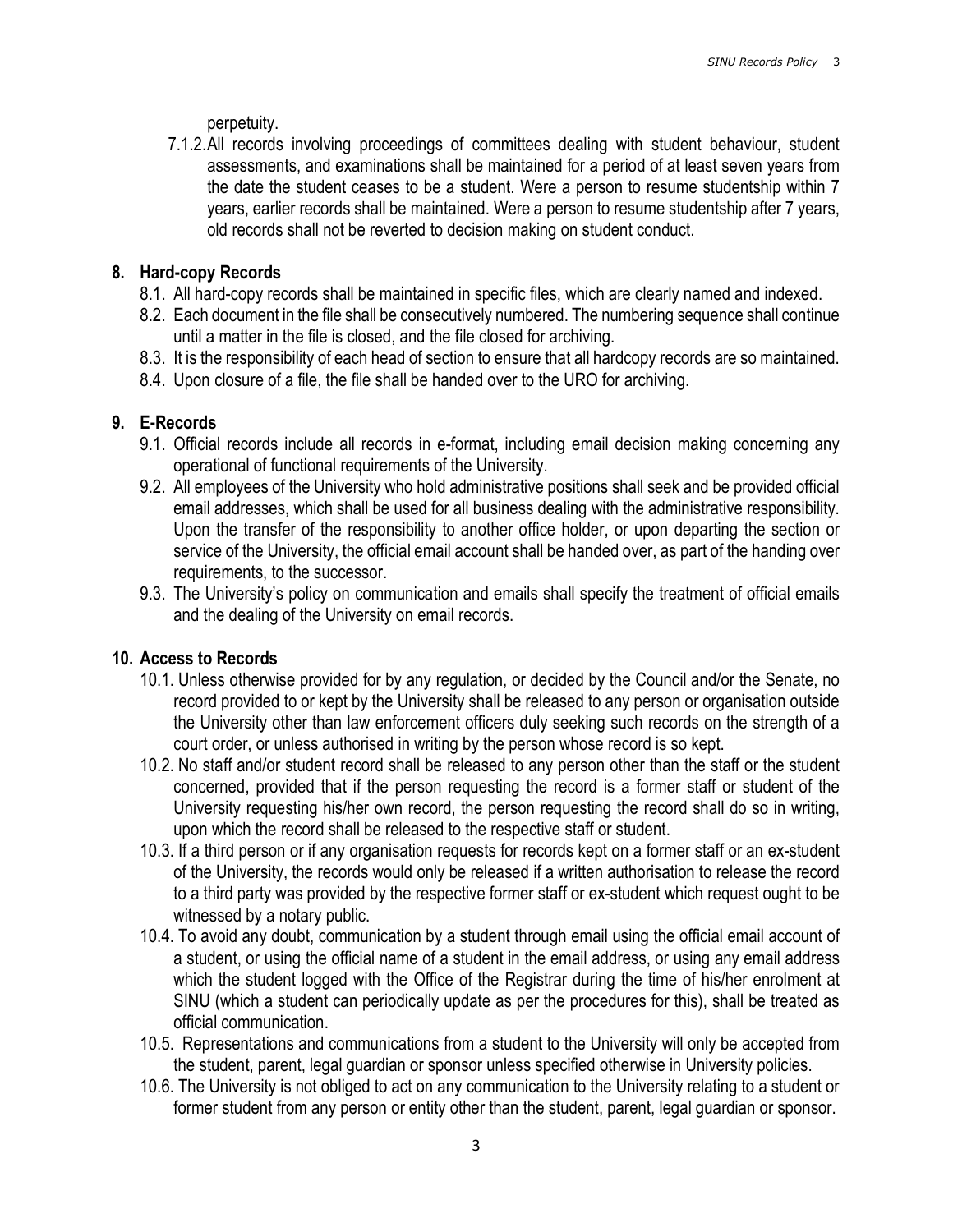perpetuity.

7.1.2. All records involving proceedings of committees dealing with student behaviour, student assessments, and examinations shall be maintained for a period of at least seven years from the date the student ceases to be a student. Were a person to resume studentship within 7 years, earlier records shall be maintained. Were a person to resume studentship after 7 years, old records shall not be reverted to decision making on student conduct.

## 8. Hard-copy Records

8.1. All hard-copy records shall be maintained in specific files, which are clearly named and indexed.

8.2. Each document in the file shall be consecutively numbered. The numbering sequence shall continue until a matter in the file is closed, and the file closed for archiving.

8.3. It is the responsibility of each head of section to ensure that all hardcopy records are so maintained.

8.4. Upon closure of a file, the file shall be handed over to the URO for archiving.

## 9. E-Records

9.1. Official records include all records in e-format, including email decision making concerning any operational of functional requirements of the University.

9.2. All employees of the University who hold administrative positions shall seek and be provided official email addresses, which shall be used for all business dealing with the administrative responsibility. Upon the transfer of the responsibility to another office holder, or upon departing the section or service of the University, the official email account shall be handed over, as part of the handing over requirements, to the successor.

9.3. The University's policy on communication and emails shall specify the treatment of official emails and the dealing of the University on email records.

## 10. Access to Records

10.1. Unless otherwise provided for by any regulation, or decided by the Council and/or the Senate, no record provided to or kept by the University shall be released to any person or organisation outside the University other than law enforcement officers duly seeking such records on the strength of a court order, or unless authorised in writing by the person whose record is so kept.

10.2. No staff and/or student record shall be released to any person other than the staff or the student concerned, provided that if the person requesting the record is a former staff or student of the University requesting his/her own record, the person requesting the record shall do so in writing, upon which the record shall be released to the respective staff or student.

10.3. If a third person or if any organisation requests for records kept on a former staff or an ex-student of the University, the records would only be released if a written authorisation to release the record to a third party was provided by the respective former staff or ex-student which request ought to be witnessed by a notary public.

10.4. To avoid any doubt, communication by a student through email using the official email account of a student, or using the official name of a student in the email address, or using any email address which the student logged with the Office of the Registrar during the time of his/her enrolment at SINU (which a student can periodically update as per the procedures for this), shall be treated as official communication.

10.5. Representations and communications from a student to the University will only be accepted from the student, parent, legal guardian or sponsor unless specified otherwise in University policies.

10.6. The University is not obliged to act on any communication to the University relating to a student or former student from any person or entity other than the student, parent, legal guardian or sponsor.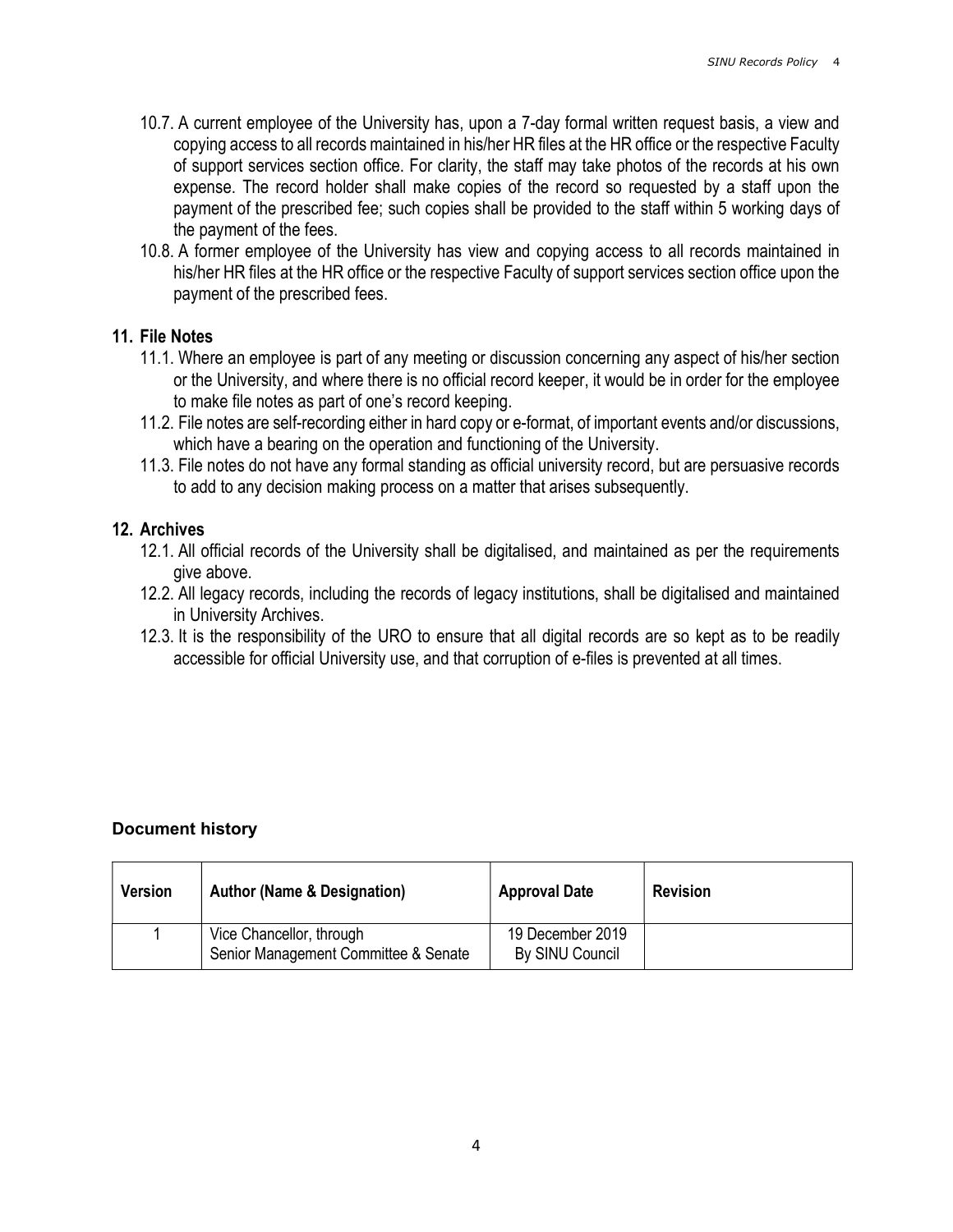10.7. A current employee of the University has, upon a 7-day formal written request basis, a view and copying access to all records maintained in his/her HR files at the HR office or the respective Faculty of support services section office. For clarity, the staff may take photos of the records at his own expense. The record holder shall make copies of the record so requested by a staff upon the payment of the prescribed fee; such copies shall be provided to the staff within 5 working days of the payment of the fees.

10.8. A former employee of the University has view and copying access to all records maintained in his/her HR files at the HR office or the respective Faculty of support services section office upon the payment of the prescribed fees.

## 11. File Notes

11.1. Where an employee is part of any meeting or discussion concerning any aspect of his/her section or the University, and where there is no official record keeper, it would be in order for the employee to make file notes as part of one's record keeping.

11.2. File notes are self-recording either in hard copy or e-format, of important events and/or discussions, which have a bearing on the operation and functioning of the University.

11.3. File notes do not have any formal standing as official university record, but are persuasive records to add to any decision making process on a matter that arises subsequently.

## 12. Archives

12.1. All official records of the University shall be digitalised, and maintained as per the requirements give above.

12.2. All legacy records, including the records of legacy institutions, shall be digitalised and maintained in University Archives.

12.3. It is the responsibility of the URO to ensure that all digital records are so kept as to be readily accessible for official University use, and that corruption of e-files is prevented at all times.

### Document history

| Version | Author (Name & Designation) | Approval Date | Revision |
| --- | --- | --- | --- |
| 1 | Vice Chancellor, through Senior Management Committee & Senate | 19 December 2019 By SINU Council | |